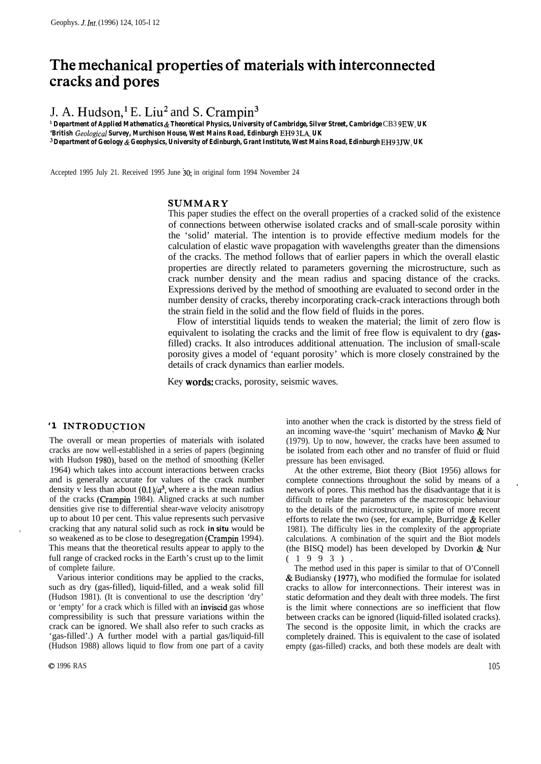# The mechanical properties of materials with interconnected cracks and pores

J. A. Hudson,[1] E. Liu[2] and S. Crampin[3]

[1] Department of Applied Mathematics & Theoretical Physics, University of Cambridge, Silver Street, Cambridge CB3 9EW, UK
[2] British Geological Survey, Murchison House, West Mains Road, Edinburgh EH9 3LA, UK
[3] Department of Geology & Geophysics, University of Edinburgh, Grant Institute, West Mains Road, Edinburgh EH9 3JW, UK

Accepted 1995 July 21. Received 1995 June 30; in original form 1994 November 24

## SUMMARY

This paper studies the effect on the overall properties of a cracked solid of the existence of connections between otherwise isolated cracks and of small-scale porosity within the 'solid' material. The intention is to provide effective medium models for the calculation of elastic wave propagation with wavelengths greater than the dimensions of the cracks. The method follows that of earlier papers in which the overall elastic properties are directly related to parameters governing the microstructure, such as crack number density and the mean radius and spacing distance of the cracks. Expressions derived by the method of smoothing are evaluated to second order in the number density of cracks, thereby incorporating crack-crack interactions through both the strain field in the solid and the flow field of fluids in the pores.

Flow of interstitial liquids tends to weaken the material; the limit of zero flow is equivalent to isolating the cracks and the limit of free flow is equivalent to dry (gas-filled) cracks. It also introduces additional attenuation. The inclusion of small-scale porosity gives a model of 'equant porosity' which is more closely constrained by the details of crack dynamics than earlier models.

Key words: cracks, porosity, seismic waves.

## 1 INTRODUCTION

The overall or mean properties of materials with isolated cracks are now well-established in a series of papers (beginning with Hudson 1980), based on the method of smoothing (Keller 1964) which takes into account interactions between cracks and is generally accurate for values of the crack number density ν less than about $(0.1)/a^3$, where a is the mean radius of the cracks (Crampin 1984). Aligned cracks at such number densities give rise to differential shear-wave velocity anisotropy up to about 10 per cent. This value represents such pervasive cracking that any natural solid such as rock *in situ* would be so weakened as to be close to desegregation (Crampin 1994). This means that the theoretical results appear to apply to the full range of cracked rocks in the Earth's crust up to the limit of complete failure.

Various interior conditions may be applied to the cracks, such as dry (gas-filled), liquid-filled, and a weak solid fill (Hudson 1981). (It is conventional to use the description 'dry' or 'empty' for a crack which is filled with an inviscid gas whose compressibility is such that pressure variations within the crack can be ignored. We shall also refer to such cracks as 'gas-filled'.) A further model with a partial gas/liquid-fill (Hudson 1988) allows liquid to flow from one part of a cavity into another when the crack is distorted by the stress field of an incoming wave-the 'squirt' mechanism of Mavko & Nur (1979). Up to now, however, the cracks have been assumed to be isolated from each other and no transfer of fluid or fluid pressure has been envisaged.

At the other extreme, Biot theory (Biot 1956) allows for complete connections throughout the solid by means of a network of pores. This method has the disadvantage that it is difficult to relate the parameters of the macroscopic behaviour to the details of the microstructure, in spite of more recent efforts to relate the two (see, for example, Burridge & Keller 1981). The difficulty lies in the complexity of the appropriate calculations. A combination of the squirt and the Biot models (the BISQ model) has been developed by Dvorkin & Nur (1993).

The method used in this paper is similar to that of O'Connell & Budiansky (1977), who modified the formulae for isolated cracks to allow for interconnections. Their interest was in static deformation and they dealt with three models. The first is the limit where connections are so inefficient that flow between cracks can be ignored (liquid-filled isolated cracks). The second is the opposite limit, in which the cracks are completely drained. This is equivalent to the case of isolated empty (gas-filled) cracks, and both these models are dealt with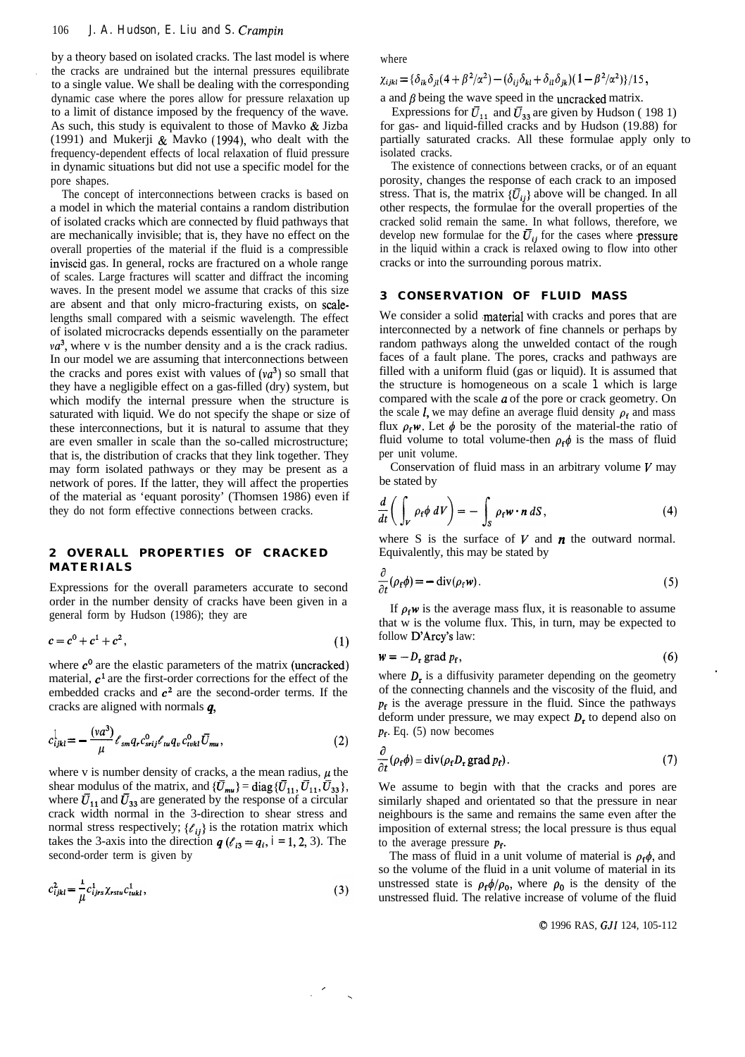by a theory based on isolated cracks. The last model is where the cracks are undrained but the internal pressures equilibrate to a single value. We shall be dealing with the corresponding dynamic case where the pores allow for pressure relaxation up to a limit of distance imposed by the frequency of the wave. As such, this study is equivalent to those of Mavko & Jizba (1991) and Mukerji & Mavko (1994), who dealt with the frequency-dependent effects of local relaxation of fluid pressure in dynamic situations but did not use a specific model for the pore shapes.

The concept of interconnections between cracks is based on a model in which the material contains a random distribution of isolated cracks which are connected by fluid pathways that are mechanically invisible; that is, they have no effect on the overall properties of the material if the fluid is a compressible inviscid gas. In general, rocks are fractured on a whole range of scales. Large fractures will scatter and diffract the incoming waves. In the present model we assume that cracks of this size are absent and that only micro-fracturing exists, on scale-lengths small compared with a seismic wavelength. The effect of isolated microcracks depends essentially on the parameter $va^3$, where v is the number density and a is the crack radius. In our model we are assuming that interconnections between the cracks and pores exist with values of $(va^3)$ so small that they have a negligible effect on a gas-filled (dry) system, but which modify the internal pressure when the structure is saturated with liquid. We do not specify the shape or size of these interconnections, but it is natural to assume that they are even smaller in scale than the so-called microstructure; that is, the distribution of cracks that they link together. They may form isolated pathways or they may be present as a network of pores. If the latter, they will affect the properties of the material as 'equant porosity' (Thomsen 1986) even if they do not form effective connections between cracks.

## 2 OVERALL PROPERTIES OF CRACKED MATERIALS

Expressions for the overall parameters accurate to second order in the number density of cracks have been given in a general form by Hudson (1986); they are

$$c = c^0 + c^1 + c^2, \tag{1}$$

where $c^0$ are the elastic parameters of the matrix (uncracked) material, $c^1$ are the first-order corrections for the effect of the embedded cracks and $c^2$ are the second-order terms. If the cracks are aligned with normals $\boldsymbol{q}$,

$$c^1_{ijkl} = -\frac{(va^3)}{\mu}\ell_{sm}q_r c^0_{srij}\ell_{tu}q_v c^0_{tvkl}\bar{U}_{mu}, \tag{2}$$

where v is number density of cracks, a the mean radius, $\mu$ the shear modulus of the matrix, and $\{\bar{U}_{mu}\} = \mathrm{diag}\{\bar{U}_{11}, \bar{U}_{11}, \bar{U}_{33}\}$, where $\bar{U}_{11}$ and $\bar{U}_{33}$ are generated by the response of a circular crack width normal in the 3-direction to shear stress and normal stress respectively; $\{\ell_{ij}\}$ is the rotation matrix which takes the 3-axis into the direction $\boldsymbol{q}$ ($\ell_{i3} = q_i$, i = 1, 2, 3). The second-order term is given by

$$c^2_{ijkl} = \frac{1}{\mu}c^1_{ijrs}\chi_{rstu}c^1_{tukl}, \tag{3}$$

where

$$\chi_{ijkl} = \{\delta_{ik}\delta_{jl}(4+\beta^2/\alpha^2) - (\delta_{ij}\delta_{kl} + \delta_{il}\delta_{jk})(1-\beta^2/\alpha^2)\}/15,$$

a and $\beta$ being the wave speed in the uncracked matrix.

Expressions for $\bar{U}_{11}$ and $\bar{U}_{33}$ are given by Hudson (1981) for gas- and liquid-filled cracks and by Hudson (1988) for partially saturated cracks. All these formulae apply only to isolated cracks.

The existence of connections between cracks, or of an equant porosity, changes the response of each crack to an imposed stress. That is, the matrix $\{\bar{U}_{ij}\}$ above will be changed. In all other respects, the formulae for the overall properties of the cracked solid remain the same. In what follows, therefore, we develop new formulae for the $\bar{U}_{ij}$ for the cases where pressure in the liquid within a crack is relaxed owing to flow into other cracks or into the surrounding porous matrix.

## 3 CONSERVATION OF FLUID MASS

We consider a solid material with cracks and pores that are interconnected by a network of fine channels or perhaps by random pathways along the unwelded contact of the rough faces of a fault plane. The pores, cracks and pathways are filled with a uniform fluid (gas or liquid). It is assumed that the structure is homogeneous on a scale 1 which is large compared with the scale $a$ of the pore or crack geometry. On the scale $l$, we may define an average fluid density $\rho_f$ and mass flux $\rho_f \boldsymbol{w}$. Let $\phi$ be the porosity of the material-the ratio of fluid volume to total volume-then $\rho_f\phi$ is the mass of fluid per unit volume.

Conservation of fluid mass in an arbitrary volume $V$ may be stated by

$$\frac{d}{dt}\left(\int_V \rho_f\phi\, dV\right) = -\int_S \rho_f \boldsymbol{w}\cdot\boldsymbol{n}\, dS, \tag{4}$$

where S is the surface of $V$ and $\boldsymbol{n}$ the outward normal. Equivalently, this may be stated by

$$\frac{\partial}{\partial t}(\rho_f\phi) = -\mathrm{div}(\rho_f \boldsymbol{w}). \tag{5}$$

If $\rho_f \boldsymbol{w}$ is the average mass flux, it is reasonable to assume that w is the volume flux. This, in turn, may be expected to follow D'Arcy's law:

$$\boldsymbol{w} = -D_r\,\mathrm{grad}\,p_f, \tag{6}$$

where $D_r$ is a diffusivity parameter depending on the geometry of the connecting channels and the viscosity of the fluid, and $p_f$ is the average pressure in the fluid. Since the pathways deform under pressure, we may expect $D_r$ to depend also on $p_f$. Eq. (5) now becomes

$$\frac{\partial}{\partial t}(\rho_f\phi) = \mathrm{div}(\rho_f D_r\,\mathrm{grad}\,p_f). \tag{7}$$

We assume to begin with that the cracks and pores are similarly shaped and orientated so that the pressure in near neighbours is the same and remains the same even after the imposition of external stress; the local pressure is thus equal to the average pressure $p_f$.

The mass of fluid in a unit volume of material is $\rho_f\phi$, and so the volume of the fluid in a unit volume of material in its unstressed state is $\rho_f\phi/\rho_0$, where $\rho_0$ is the density of the unstressed fluid. The relative increase of volume of the fluid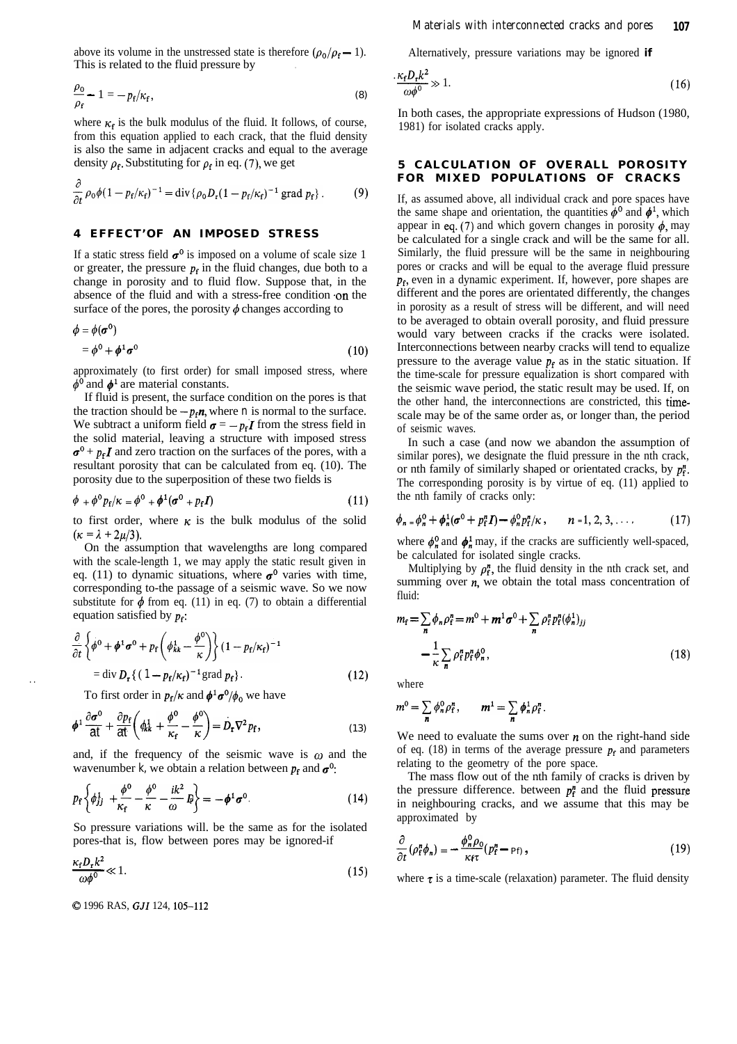above its volume in the unstressed state is therefore $(\rho_0/\rho_f - 1)$. This is related to the fluid pressure by

$$\frac{\rho_0}{\rho_f} - 1 = -p_f/\kappa_f, \tag{8}$$

where $\kappa_f$ is the bulk modulus of the fluid. It follows, of course, from this equation applied to each crack, that the fluid density is also the same in adjacent cracks and equal to the average density $\rho_f$. Substituting for $\rho_f$ in eq. (7), we get

$$\frac{\partial}{\partial t}\rho_0\phi(1 - p_f/\kappa_f)^{-1} = \operatorname{div}\{\rho_0 D_\tau(1 - p_f/\kappa_f)^{-1} \operatorname{grad} p_f\}. \tag{9}$$

## 4 EFFECT OF AN IMPOSED STRESS

If a static stress field $\boldsymbol{\sigma}^0$ is imposed on a volume of scale size 1 or greater, the pressure $p_f$ in the fluid changes, due both to a change in porosity and to fluid flow. Suppose that, in the absence of the fluid and with a stress-free condition on the surface of the pores, the porosity $\phi$ changes according to

$$\begin{aligned}\phi &= \phi(\boldsymbol{\sigma}^0)\\ &= \phi^0 + \boldsymbol{\phi}^1\boldsymbol{\sigma}^0\end{aligned} \tag{10}$$

approximately (to first order) for small imposed stress, where $\phi^0$ and $\boldsymbol{\phi}^1$ are material constants.

If fluid is present, the surface condition on the pores is that the traction should be $-p_f\mathbf{n}$, where n is normal to the surface. We subtract a uniform field $\boldsymbol{\sigma} = -p_f\mathbf{I}$ from the stress field in the solid material, leaving a structure with imposed stress $\boldsymbol{\sigma}^0 + p_f\mathbf{I}$ and zero traction on the surfaces of the pores, with a resultant porosity that can be calculated from eq. (10). The porosity due to the superposition of these two fields is

$$\phi + \phi^0 p_f/\kappa = \phi^0 + \boldsymbol{\phi}^1(\boldsymbol{\sigma}^0 + p_f\mathbf{I}) \tag{11}$$

to first order, where $\kappa$ is the bulk modulus of the solid $(\kappa = \lambda + 2\mu/3)$.

On the assumption that wavelengths are long compared with the scale-length 1, we may apply the static result given in eq. (11) to dynamic situations, where $\boldsymbol{\sigma}^0$ varies with time, corresponding to the passage of a seismic wave. So we now substitute for $\phi$ from eq. (11) in eq. (7) to obtain a differential equation satisfied by $p_f$:

$$\frac{\partial}{\partial t}\left\{\phi^0 + \boldsymbol{\phi}^1\boldsymbol{\sigma}^0 + p_f\left(\phi^1_{kk} - \frac{\phi^0}{\kappa}\right)\right\}(1 - p_f/\kappa_f)^{-1} = \operatorname{div} D_\tau\{(1 - p_f/\kappa_f)^{-1} \operatorname{grad} p_f\}. \tag{12}$$

To first order in $p_f/\kappa$ and $\boldsymbol{\phi}^1\boldsymbol{\sigma}^0/\phi_0$ we have

$$\boldsymbol{\phi}^1\frac{\partial\boldsymbol{\sigma}^0}{\partial t} + \frac{\partial p_f}{\partial t}\left(\phi^1_{kk} + \frac{\phi^0}{\kappa_f} - \frac{\phi^0}{\kappa}\right) = D_\tau\nabla^2 p_f, \tag{13}$$

and, if the frequency of the seismic wave is $\omega$ and the wavenumber k, we obtain a relation between $p_f$ and $\boldsymbol{\sigma}^0$:

$$p_f\left\{\phi^1_{jj} + \frac{\phi^0}{\kappa_f} - \frac{\phi^0}{\kappa} - \frac{ik^2}{\omega}D_\tau\right\} = -\boldsymbol{\phi}^1\boldsymbol{\sigma}^0. \tag{14}$$

So pressure variations will be the same as for the isolated pores-that is, flow between pores may be ignored-if

$$\frac{\kappa_f D_\tau k^2}{\omega\phi^0} \ll 1. \tag{15}$$

Alternatively, pressure variations may be ignored **if**

$$\frac{\kappa_f D_\tau k^2}{\omega\phi^0} \gg 1. \tag{16}$$

In both cases, the appropriate expressions of Hudson (1980, 1981) for isolated cracks apply.

## 5 CALCULATION OF OVERALL POROSITY FOR MIXED POPULATIONS OF CRACKS

If, as assumed above, all individual crack and pore spaces have the same shape and orientation, the quantities $\phi^0$ and $\boldsymbol{\phi}^1$, which appear in eq. (7) and which govern changes in porosity $\phi$, may be calculated for a single crack and will be the same for all. Similarly, the fluid pressure will be the same in neighbouring pores or cracks and will be equal to the average fluid pressure $p_f$, even in a dynamic experiment. If, however, pore shapes are different and the pores are orientated differently, the changes in porosity as a result of stress will be different, and will need to be averaged to obtain overall porosity, and fluid pressure would vary between cracks if the cracks were isolated. Interconnections between nearby cracks will tend to equalize pressure to the average value $p_f$ as in the static situation. If the time-scale for pressure equalization is short compared with the seismic wave period, the static result may be used. If, on the other hand, the interconnections are constricted, this time-scale may be of the same order as, or longer than, the period of seismic waves.

In such a case (and now we abandon the assumption of similar pores), we designate the fluid pressure in the nth crack, or nth family of similarly shaped or orientated cracks, by $p^n_f$. The corresponding porosity is by virtue of eq. (11) applied to the nth family of cracks only:

$$\phi_n = \phi^0_n + \boldsymbol{\phi}^1_n(\boldsymbol{\sigma}^0 + p^n_f\mathbf{I}) - \phi^0_n p^n_f/\kappa, \qquad n = 1, 2, 3, \ldots, \tag{17}$$

where $\phi^0_n$ and $\boldsymbol{\phi}^1_n$ may, if the cracks are sufficiently well-spaced, be calculated for isolated single cracks.

Multiplying by $\rho^n_f$, the fluid density in the nth crack set, and summing over $n$, we obtain the total mass concentration of fluid:

$$m_f = \sum_n \phi_n\rho^n_f = m^0 + \mathbf{m}^1\boldsymbol{\sigma}^0 + \sum_n \rho^n_f p^n_f(\phi^1_n)_{jj} - \frac{1}{\kappa}\sum_n \rho^n_f p^n_f\phi^0_n, \tag{18}$$

where

$$m^0 = \sum_n \phi^0_n\rho^n_f, \qquad \mathbf{m}^1 = \sum_n \boldsymbol{\phi}^1_n\rho^n_f.$$

We need to evaluate the sums over $n$ on the right-hand side of eq. (18) in terms of the average pressure $p_f$ and parameters relating to the geometry of the pore space.

The mass flow out of the nth family of cracks is driven by the pressure difference between $p^n_f$ and the fluid pressure in neighbouring cracks, and we assume that this may be approximated by

$$\frac{\partial}{\partial t}(\rho^n_f\phi_n) = -\frac{\phi^0_n\rho_0}{\kappa_f\tau}(p^n_f - p_f), \tag{19}$$

where $\tau$ is a time-scale (relaxation) parameter. The fluid density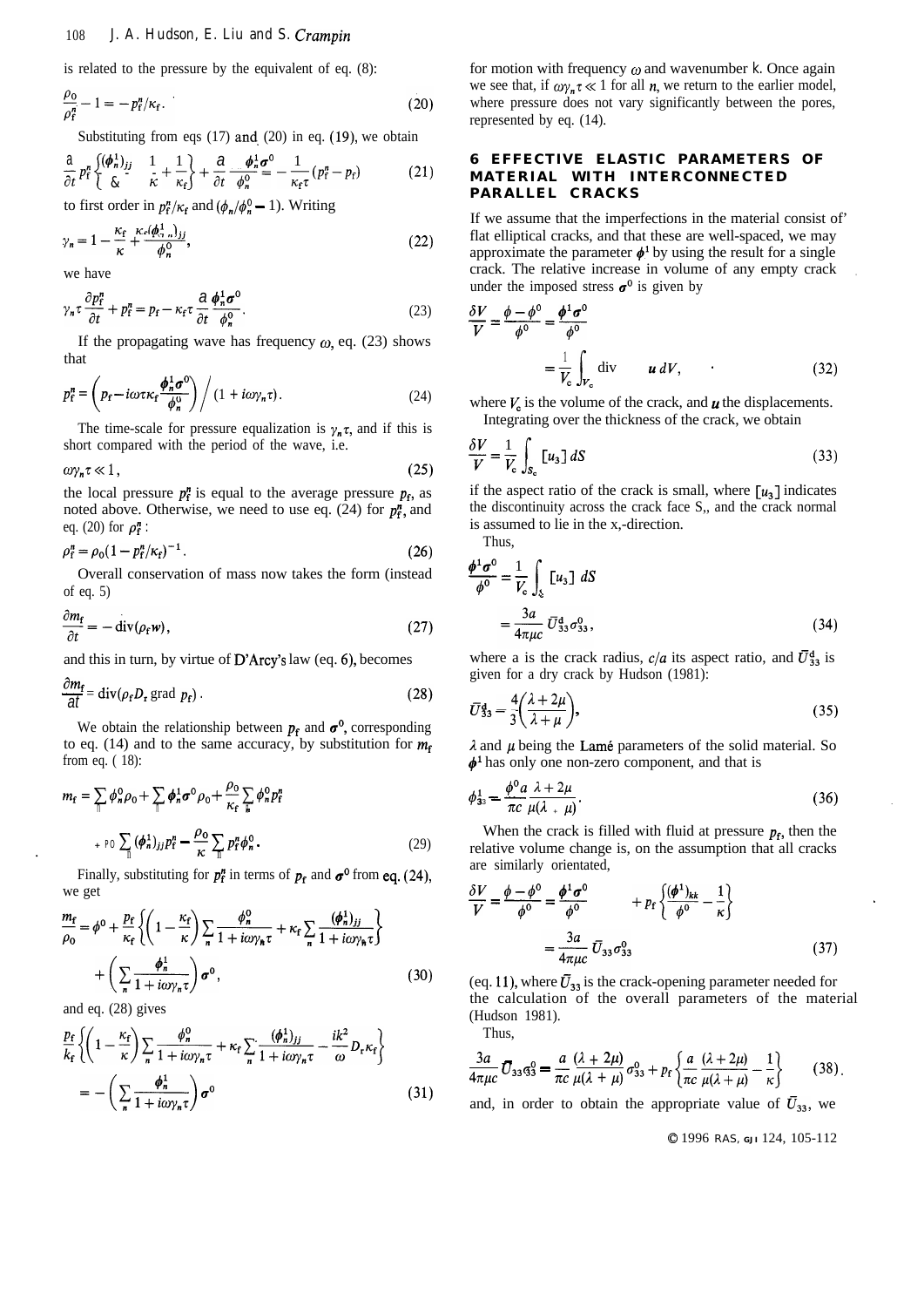is related to the pressure by the equivalent of eq. (8):

$$\frac{\rho_0}{\rho_f^n} - 1 = -p_f^n/\kappa_f. \tag{20}$$

Substituting from eqs (17) and (20) in eq. (19), we obtain

$$\frac{\partial}{\partial t} p_f^n \left\{ \frac{(\phi_n^1)_{jj}}{\phi_n^0} - \frac{1}{\kappa} + \frac{1}{\kappa_f} \right\} + \frac{\partial}{\partial t} \frac{\phi_n^1 \sigma^0}{\phi_n^0} = -\frac{1}{\kappa_f \tau}(p_f^n - p_f) \tag{21}$$

to first order in $p_f^n/\kappa_f$ and $(\phi_n/\phi_n^0 - 1)$. Writing

$$\gamma_n = 1 - \frac{\kappa_f}{\kappa} + \frac{\kappa_f (\phi_n^1)_{jj}}{\phi_n^0}, \tag{22}$$

we have

$$\gamma_n \tau \frac{\partial p_f^n}{\partial t} + p_f^n = p_f - \kappa_f \tau \frac{\partial}{\partial t} \frac{\phi_n^1 \sigma^0}{\phi_n^0}. \tag{23}$$

If the propagating wave has frequency $\omega$, eq. (23) shows that

$$p_f^n = \left( p_f - i\omega\tau\kappa_f \frac{\phi_n^1 \sigma^0}{\phi_n^0} \right) \Big/ (1 + i\omega\gamma_n\tau). \tag{24}$$

The time-scale for pressure equalization is $\gamma_n \tau$, and if this is short compared with the period of the wave, i.e.

$$\omega\gamma_n\tau \ll 1, \tag{25}$$

the local pressure $p_f^n$ is equal to the average pressure $p_f$, as noted above. Otherwise, we need to use eq. (24) for $p_f^n$, and eq. (20) for $\rho_f^n$:

$$\rho_f^n = \rho_0 (1 - p_f^n/\kappa_f)^{-1}. \tag{26}$$

Overall conservation of mass now takes the form (instead of eq. 5)

$$\frac{\partial m_f}{\partial t} = -\operatorname{div}(\rho_f w), \tag{27}$$

and this in turn, by virtue of D'Arcy's law (eq. 6), becomes

$$\frac{\partial m_f}{\partial t} = \operatorname{div}(\rho_f D_r \operatorname{grad} p_f). \tag{28}$$

We obtain the relationship between $p_f$ and $\sigma^0$, corresponding to eq. (14) and to the same accuracy, by substitution for $m_f$ from eq. (18):

$$m_f = \sum_n \phi_n^0 \rho_0 + \sum_n \phi_n^1 \sigma^0 \rho_0 + \frac{\rho_0}{\kappa_f} \sum_n \phi_n^0 p_f^n + \rho_0 \sum_n (\phi_n^1)_{jj} p_f^n - \frac{\rho_0}{\kappa} \sum_n p_f^n \phi_n^0. \tag{29}$$

Finally, substituting for $p_f^n$ in terms of $p_f$ and $\sigma^0$ from eq. (24), we get

$$\frac{m_f}{\rho_0} = \phi^0 + \frac{p_f}{\kappa_f} \left\{ \left( 1 - \frac{\kappa_f}{\kappa} \right) \sum_n \frac{\phi_n^0}{1 + i\omega\gamma_n\tau} + \kappa_f \sum_n \frac{(\phi_n^1)_{jj}}{1 + i\omega\gamma_n\tau} \right\} + \left( \sum_n \frac{\phi_n^1}{1 + i\omega\gamma_n\tau} \right) \sigma^0, \tag{30}$$

and eq. (28) gives

$$\frac{p_f}{k_f} \left\{ \left( 1 - \frac{\kappa_f}{\kappa} \right) \sum_n \frac{\phi_n^0}{1 + i\omega\gamma_n\tau} + \kappa_f \sum_n \frac{(\phi_n^1)_{jj}}{1 + i\omega\gamma_n\tau} - \frac{ik^2}{\omega} D_r \kappa_f \right\} = -\left( \sum_n \frac{\phi_n^1}{1 + i\omega\gamma_n\tau} \right) \sigma^0 \tag{31}$$

for motion with frequency $\omega$ and wavenumber $k$. Once again we see that, if $\omega\gamma_n\tau \ll 1$ for all $n$, we return to the earlier model, where pressure does not vary significantly between the pores, represented by eq. (14).

## 6 EFFECTIVE ELASTIC PARAMETERS OF MATERIAL WITH INTERCONNECTED PARALLEL CRACKS

If we assume that the imperfections in the material consist of flat elliptical cracks, and that these are well-spaced, we may approximate the parameter $\phi^1$ by using the result for a single crack. The relative increase in volume of any empty crack under the imposed stress $\sigma^0$ is given by

$$\frac{\delta V}{V} = \frac{\phi - \phi^0}{\phi^0} = \frac{\phi^1 \sigma^0}{\phi^0} = \frac{1}{V_c} \int_{V_c} \operatorname{div} u \, dV, \tag{32}$$

where $V_c$ is the volume of the crack, and $u$ the displacements.

Integrating over the thickness of the crack, we obtain

$$\frac{\delta V}{V} = \frac{1}{V_c} \int_{S_c} [u_3] \, dS \tag{33}$$

if the aspect ratio of the crack is small, where $[u_3]$ indicates the discontinuity across the crack face $S_c$, and the crack normal is assumed to lie in the $x_3$-direction.

Thus,

$$\frac{\phi^1 \sigma^0}{\phi^0} = \frac{1}{V_c} \int_{S_c} [u_3] \, dS = \frac{3a}{4\pi\mu c} \bar{U}_{33}^d \sigma_{33}^0, \tag{34}$$

where $a$ is the crack radius, $c/a$ its aspect ratio, and $\bar{U}_{33}^d$ is given for a dry crack by Hudson (1981):

$$\bar{U}_{33}^d = \frac{4}{3} \left( \frac{\lambda + 2\mu}{\lambda + \mu} \right), \tag{35}$$

$\lambda$ and $\mu$ being the Lamé parameters of the solid material. So $\phi^1$ has only one non-zero component, and that is

$$\phi_{33}^1 = \frac{\phi^0 a}{\pi c} \frac{\lambda + 2\mu}{\mu(\lambda + \mu)}. \tag{36}$$

When the crack is filled with fluid at pressure $p_f$, then the relative volume change is, on the assumption that all cracks are similarly orientated,

$$\frac{\delta V}{V} = \frac{\phi - \phi^0}{\phi^0} = \frac{\phi^1 \sigma^0}{\phi^0} + p_f \left\{ \frac{(\phi^1)_{kk}}{\phi^0} - \frac{1}{\kappa} \right\} = \frac{3a}{4\pi\mu c} \bar{U}_{33} \sigma_{33}^0 \tag{37}$$

(eq. 11), where $\bar{U}_{33}$ is the crack-opening parameter needed for the calculation of the overall parameters of the material (Hudson 1981).

Thus,

$$\frac{3a}{4\pi\mu c} \bar{U}_{33} \sigma_{33}^0 = \frac{a}{\pi c} \frac{(\lambda + 2\mu)}{\mu(\lambda + \mu)} \sigma_{33}^0 + p_f \left\{ \frac{a}{\pi c} \frac{(\lambda + 2\mu)}{\mu(\lambda + \mu)} - \frac{1}{\kappa} \right\} \tag{38}$$

and, in order to obtain the appropriate value of $\bar{U}_{33}$, we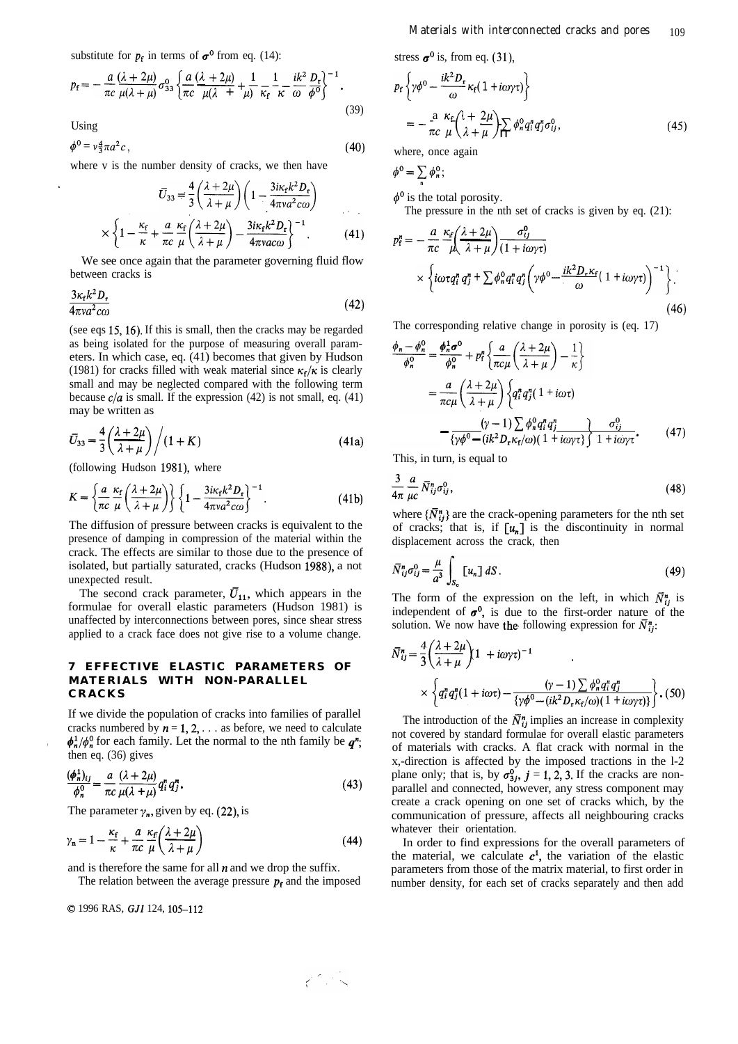substitute for $p_f$ in terms of $\boldsymbol{\sigma}^0$ from eq. (14):

$$p_f = -\frac{a}{\pi c}\frac{(\lambda+2\mu)}{\mu(\lambda+\mu)}\sigma^0_{33}\left\{\frac{a}{\pi c}\frac{(\lambda+2\mu)}{\mu(\lambda+\mu)}+\frac{1}{\kappa_f}-\frac{1}{\kappa}-\frac{ik^2}{\omega}\frac{D_r}{\phi^0}\right\}^{-1}. \tag{39}$$

Using

$$\phi^0 = v\tfrac{4}{3}\pi a^2 c\,, \tag{40}$$

where v is the number density of cracks, we then have

$$\bar{U}_{33} = \frac{4}{3}\left(\frac{\lambda+2\mu}{\lambda+\mu}\right)\left(1-\frac{3i\kappa_f k^2 D_r}{4\pi v a^2 c\omega}\right)$$
$$\times\left\{1-\frac{\kappa_f}{\kappa}+\frac{a}{\pi c}\frac{\kappa_f}{\mu}\left(\frac{\lambda+2\mu}{\lambda+\mu}\right)-\frac{3i\kappa_f k^2 D_r}{4\pi v a c\omega}\right\}^{-1}. \tag{41}$$

We see once again that the parameter governing fluid flow between cracks is

$$\frac{3\kappa_f k^2 D_r}{4\pi v a^2 c\omega} \tag{42}$$

(see eqs 15, 16). If this is small, then the cracks may be regarded as being isolated for the purpose of measuring overall parameters. In which case, eq. (41) becomes that given by Hudson (1981) for cracks filled with weak material since $\kappa_f/\kappa$ is clearly small and may be neglected compared with the following term because $c/a$ is small. If the expression (42) is not small, eq. (41) may be written as

$$\bar{U}_{33} = \frac{4}{3}\left(\frac{\lambda+2\mu}{\lambda+\mu}\right)\bigg/(1+K) \tag{41a}$$

(following Hudson 1981), where

$$K = \left\{\frac{a}{\pi c}\frac{\kappa_f}{\mu}\left(\frac{\lambda+2\mu}{\lambda+\mu}\right)\right\}\left\{1-\frac{3i\kappa_f k^2 D_r}{4\pi v a^2 c\omega}\right\}^{-1}. \tag{41b}$$

The diffusion of pressure between cracks is equivalent to the presence of damping in compression of the material within the crack. The effects are similar to those due to the presence of isolated, but partially saturated, cracks (Hudson 1988), a not unexpected result.

The second crack parameter, $\bar{U}_{11}$, which appears in the formulae for overall elastic parameters (Hudson 1981) is unaffected by interconnections between pores, since shear stress applied to a crack face does not give rise to a volume change.

## 7 EFFECTIVE ELASTIC PARAMETERS OF MATERIALS WITH NON-PARALLEL CRACKS

If we divide the population of cracks into families of parallel cracks numbered by $n = 1, 2, \ldots$ as before, we need to calculate $\phi^1_n/\phi^0_n$ for each family. Let the normal to the nth family be $\boldsymbol{q}^n$; then eq. (36) gives

$$\frac{(\phi^1_n)_{ij}}{\phi^0_n} = \frac{a}{\pi c}\frac{(\lambda+2\mu)}{\mu(\lambda+\mu)}q^n_i q^n_j. \tag{43}$$

The parameter $\gamma_n$, given by eq. (22), is

$$\gamma_n = 1-\frac{\kappa_f}{\kappa}+\frac{a}{\pi c}\frac{\kappa_f}{\mu}\left(\frac{\lambda+2\mu}{\lambda+\mu}\right) \tag{44}$$

and is therefore the same for all $n$ and we drop the suffix.

The relation between the average pressure $p_f$ and the imposed stress $\boldsymbol{\sigma}^0$ is, from eq. (31),

$$p_f\left\{\gamma\phi^0-\frac{ik^2 D_r}{\omega}\kappa_f(1+i\omega\gamma\tau)\right\}$$
$$= -\frac{a}{\pi c}\frac{\kappa_f}{\mu}\left(\frac{\lambda+2\mu}{\lambda+\mu}\right)\sum_n\phi^0_n q^n_i q^n_j\sigma^0_{ij}, \tag{45}$$

where, once again

$$\phi^0 = \sum_n \phi^0_n;$$

$\phi^0$ is the total porosity.

The pressure in the nth set of cracks is given by eq. (21):

$$p^n_f = -\frac{a}{\pi c}\frac{\kappa_f}{\mu}\left(\frac{\lambda+2\mu}{\lambda+\mu}\right)\frac{\sigma^0_{ij}}{(1+i\omega\gamma\tau)}$$
$$\times\left\{i\omega\tau q^n_i q^n_j+\sum\phi^0_n q^n_i q^n_j\left(\gamma\phi^0-\frac{ik^2 D_r\kappa_f}{\omega}(1+i\omega\gamma\tau)\right)^{-1}\right\}. \tag{46}$$

The corresponding relative change in porosity is (eq. 17)

$$\frac{\phi_n-\phi^0_n}{\phi^0_n} = \frac{\boldsymbol{\phi}^1_n\boldsymbol{\sigma}^0}{\phi^0_n}+p^n_f\left\{\frac{a}{\pi c\mu}\left(\frac{\lambda+2\mu}{\lambda+\mu}\right)-\frac{1}{\kappa}\right\}$$
$$= \frac{a}{\pi c\mu}\left(\frac{\lambda+2\mu}{\lambda+\mu}\right)\left\{q^n_i q^n_j(1+i\omega\tau)\right.$$
$$\left.-\frac{(\gamma-1)\sum\phi^0_n q^n_i q^n_j}{\{\gamma\phi^0-(ik^2 D_r\kappa_f/\omega)(1+i\omega\gamma\tau)\}}\right\}\frac{\sigma^0_{ij}}{1+i\omega\gamma\tau}. \tag{47}$$

This, in turn, is equal to

$$\frac{3}{4\pi}\frac{a}{\mu c}\bar{N}^n_{ij}\sigma^0_{ij}, \tag{48}$$

where $\{\bar{N}^n_{ij}\}$ are the crack-opening parameters for the nth set of cracks; that is, if $[u_n]$ is the discontinuity in normal displacement across the crack, then

$$\bar{N}^n_{ij}\sigma^0_{ij} = \frac{\mu}{a^3}\int_{S_c}[u_n]\,dS. \tag{49}$$

The form of the expression on the left, in which $\bar{N}^n_{ij}$ is independent of $\boldsymbol{\sigma}^0$, is due to the first-order nature of the solution. We now have the following expression for $\bar{N}^n_{ij}$:

$$\bar{N}^n_{ij} = \frac{4}{3}\left(\frac{\lambda+2\mu}{\lambda+\mu}\right)(1+i\omega\gamma\tau)^{-1}$$
$$\times\left\{q^n_i q^n_j(1+i\omega\tau)-\frac{(\gamma-1)\sum\phi^0_n q^n_i q^n_j}{\{\gamma\phi^0-(ik^2 D_r\kappa_f/\omega)(1+i\omega\gamma\tau)\}}\right\}. \tag{50}$$

The introduction of the $\bar{N}^n_{ij}$ implies an increase in complexity not covered by standard formulae for overall elastic parameters of materials with cracks. A flat crack with normal in the $x_3$-direction is affected by the imposed tractions in the 1-2 plane only; that is, by $\sigma^0_{3j}$, $j = 1, 2, 3$. If the cracks are non-parallel and connected, however, any stress component may create a crack opening on one set of cracks which, by the communication of pressure, affects all neighbouring cracks whatever their orientation.

In order to find expressions for the overall parameters of the material, we calculate $\boldsymbol{c}^1$, the variation of the elastic parameters from those of the matrix material, to first order in number density, for each set of cracks separately and then add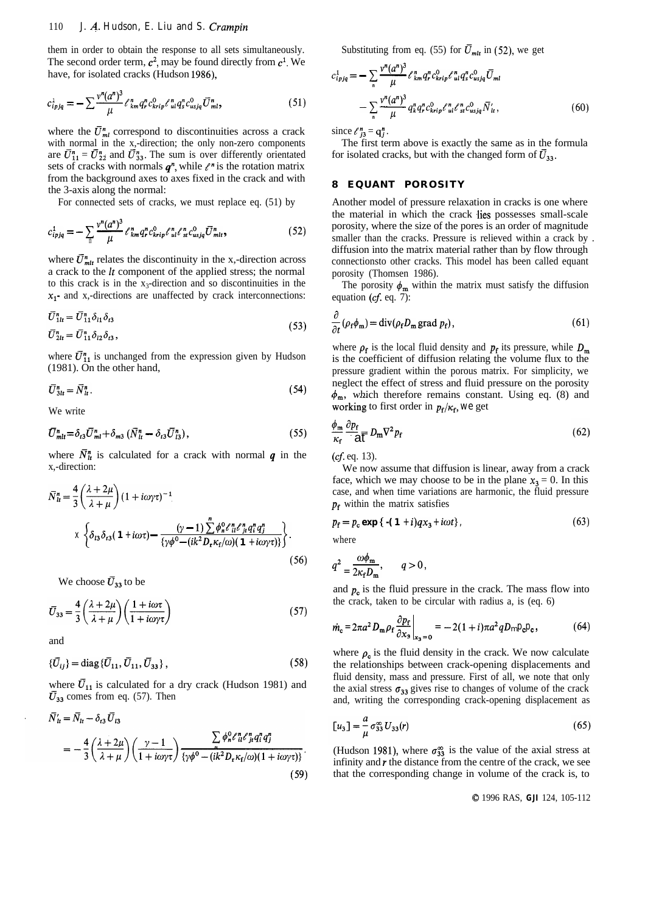them in order to obtain the response to all sets simultaneously. The second order term, $c^2$, may be found directly from $c^1$. We have, for isolated cracks (Hudson 1986),

$$c^1_{ipjq} = -\sum \frac{\nu^n (a^n)^3}{\mu} \ell^n_{km} q^n_r c^0_{krip} \ell^n_{ul} q^n_s c^0_{usjq} \bar{U}^n_{ml}, \tag{51}$$

where the $\bar{U}^n_{ml}$ correspond to discontinuities across a crack with normal in the $x_3$-direction; the only non-zero components are $\bar{U}^n_{11} = \bar{U}^n_{22}$ and $\bar{U}^n_{33}$. The sum is over differently orientated sets of cracks with normals $\boldsymbol{q}^n$, while $\ell^n$ is the rotation matrix from the background axes to axes fixed in the crack and with the 3-axis along the normal:

For connected sets of cracks, we must replace eq. (51) by

$$c^1_{ipjq} = -\sum_n \frac{\nu^n (a^n)^3}{\mu} \ell^n_{km} q^n_r c^0_{krip} \ell^n_{ul} \ell^n_{st} c^0_{usjq} \bar{U}^n_{mlt}, \tag{52}$$

where $\bar{U}^n_{mlt}$ relates the discontinuity in the $x_m$-direction across a crack to the $lt$ component of the applied stress; the normal to this crack is in the $x_3$-direction and so discontinuities in the $x_1$- and $x_2$-directions are unaffected by crack interconnections:

$$\begin{aligned} \bar{U}^n_{1lt} &= \bar{U}^n_{11} \delta_{l1} \delta_{t3} \\ \bar{U}^n_{2lt} &= \bar{U}^n_{11} \delta_{l2} \delta_{t3}, \end{aligned} \tag{53}$$

where $\bar{U}^n_{11}$ is unchanged from the expression given by Hudson (1981). On the other hand,

$$\bar{U}^n_{3lt} = \bar{N}^n_{lt}. \tag{54}$$

We write

$$\bar{U}^n_{mlt} = \delta_{t3} \bar{U}^n_{ml} + \delta_{m3} (\bar{N}^n_{lt} - \delta_{t3} \bar{U}^n_{l3}), \tag{55}$$

where $\bar{N}^n_{lt}$ is calculated for a crack with normal $\boldsymbol{q}$ in the $x_3$-direction:

$$\bar{N}^n_{lt} = \frac{4}{3}\left(\frac{\lambda + 2\mu}{\lambda + \mu}\right)(1 + i\omega\gamma\tau)^{-1} \times \left\{ \delta_{l3}\delta_{t3}(1 + i\omega\tau) - \frac{(\gamma - 1)\sum_n \phi^0_n \ell^n_{il} \ell^n_{jt} q^n_i q^n_j}{\{\gamma\phi^0 - (ik^2 D_r \kappa_f/\omega)(1 + i\omega\gamma\tau)\}} \right\}. \tag{56}$$

We choose $\bar{U}_{33}$ to be

$$\bar{U}_{33} = \frac{4}{3}\left(\frac{\lambda + 2\mu}{\lambda + \mu}\right)\left(\frac{1 + i\omega\tau}{1 + i\omega\gamma\tau}\right) \tag{57}$$

and

$$\{\bar{U}_{ij}\} = \mathrm{diag}\{\bar{U}_{11}, \bar{U}_{11}, \bar{U}_{33}\}, \tag{58}$$

where $\bar{U}_{11}$ is calculated for a dry crack (Hudson 1981) and $\bar{U}_{33}$ comes from eq. (57). Then

$$\begin{aligned} \bar{N}'_{lt} &= \bar{N}_{lt} - \delta_{t3} \bar{U}_{l3} \\ &= -\frac{4}{3}\left(\frac{\lambda + 2\mu}{\lambda + \mu}\right)\left(\frac{\gamma - 1}{1 + i\omega\gamma\tau}\right) \frac{\sum_n \phi^0_n \ell^n_{il} \ell^n_{jt} q^n_i q^n_j}{\{\gamma\phi^0 - (ik^2 D_r \kappa_f/\omega)(1 + i\omega\gamma\tau)\}}. \end{aligned} \tag{59}$$

Substituting from eq. (55) for $\bar{U}_{mlt}$ in (52), we get

$$\begin{aligned} c^1_{ipjq} = &-\sum_n \frac{\nu^n (a^n)^3}{\mu} \ell^n_{km} q^n_r c^0_{krip} \ell^n_{ul} q^n_s c^0_{usjq} \bar{U}_{ml} \\ &-\sum_n \frac{\nu^n (a^n)^3}{\mu} q^n_k q^n_r c^0_{krip} \ell^n_{ul} \ell^n_{st} c^0_{usjq} \bar{N}'_{lt}, \end{aligned} \tag{60}$$

since $\ell^n_{j3} = q^n_j$.

The first term above is exactly the same as in the formula for isolated cracks, but with the changed form of $\bar{U}_{33}$.

## 8 EQUANT POROSITY

Another model of pressure relaxation in cracks is one where the material in which the crack lies possesses small-scale porosity, where the size of the pores is an order of magnitude smaller than the cracks. Pressure is relieved within a crack by diffusion into the matrix material rather than by flow through connections to other cracks. This model has been called equant porosity (Thomsen 1986).

The porosity $\phi_m$ within the matrix must satisfy the diffusion equation (*cf.* eq. 7):

$$\frac{\partial}{\partial t}(\rho_f \phi_m) = \mathrm{div}(\rho_f D_m \,\mathrm{grad}\, p_f), \tag{61}$$

where $\rho_f$ is the local fluid density and $p_f$ its pressure, while $D_m$ is the coefficient of diffusion relating the volume flux to the pressure gradient within the porous matrix. For simplicity, we neglect the effect of stress and fluid pressure on the porosity $\phi_m$, which therefore remains constant. Using eq. (8) and working to first order in $p_f/\kappa_f$, we get

$$\frac{\phi_m}{\kappa_f}\frac{\partial p_f}{\partial t} = D_m \nabla^2 p_f \tag{62}$$

(*cf.* eq. 13).

We now assume that diffusion is linear, away from a crack face, which we may choose to be in the plane $x_3 = 0$. In this case, and when time variations are harmonic, the fluid pressure $p_f$ within the matrix satisfies

$$p_f = p_c \exp\{-(1 + i)qx_3 + i\omega t\}, \tag{63}$$

where

$$q^2 = \frac{\omega\phi_m}{2\kappa_f D_m}, \qquad q > 0,$$

and $p_c$ is the fluid pressure in the crack. The mass flow into the crack, taken to be circular with radius a, is (eq. 6)

$$\dot{m}_c = 2\pi a^2 D_m \rho_f \left.\frac{\partial p_f}{\partial x_3}\right|_{x_3 = 0} = -2(1 + i)\pi a^2 q D_m \rho_c p_c, \tag{64}$$

where $\rho_c$ is the fluid density in the crack. We now calculate the relationships between crack-opening displacements and fluid density, mass and pressure. First of all, we note that only the axial stress $\sigma_{33}$ gives rise to changes of volume of the crack and, writing the corresponding crack-opening displacement as

$$[u_3] = \frac{a}{\mu}\sigma^\infty_{33} U_{33}(r) \tag{65}$$

(Hudson 1981), where $\sigma^\infty_{33}$ is the value of the axial stress at infinity and $r$ the distance from the centre of the crack, we see that the corresponding change in volume of the crack is, to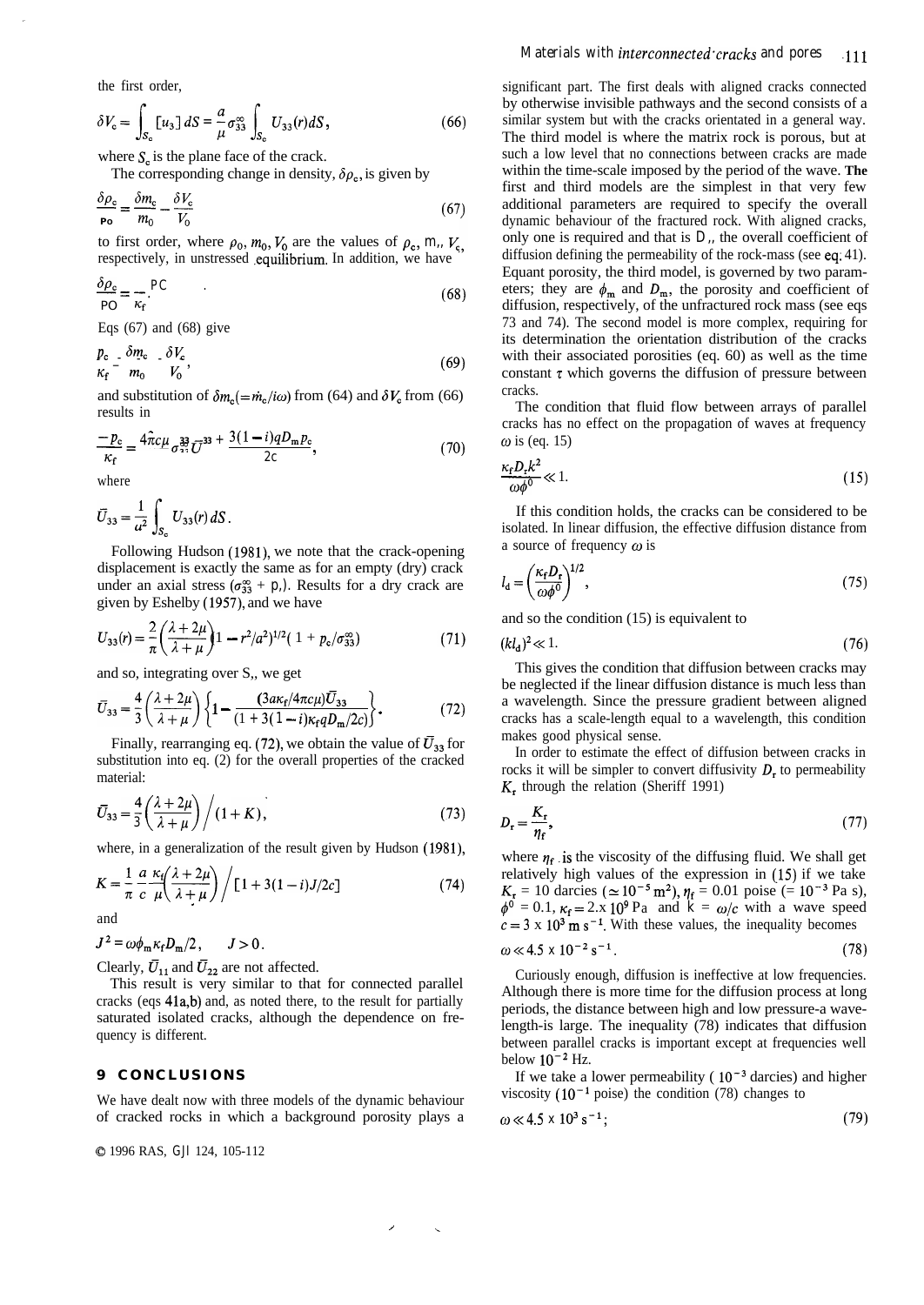the first order,

$$\delta V_c = \int_{S_c} [u_3]\, dS = \frac{a}{\mu}\sigma_{33}^{\infty} \int_{S_c} U_{33}(r) dS\,, \tag{66}$$

where $S_c$ is the plane face of the crack.

The corresponding change in density, $\delta\rho_c$, is given by

$$\frac{\delta\rho_c}{\rho_0} = \frac{\delta m_c}{m_0} - \frac{\delta V_c}{V_0} \tag{67}$$

to first order, where $\rho_0, m_0, V_0$ are the values of $\rho_c, m_c, V_c$, respectively, in unstressed equilibrium. In addition, we have

$$\frac{\delta\rho_c}{\rho_0} = \frac{p_c}{\kappa_f}. \tag{68}$$

Eqs (67) and (68) give

$$\frac{p_c}{\kappa_f} = \frac{\delta m_c}{m_0} - \frac{\delta V_c}{V_0}, \tag{69}$$

and substitution of $\delta m_c (= \dot{m}_c / i\omega)$ from (64) and $\delta V_c$ from (66) results in

$$\frac{-p_c}{\kappa_f} = \frac{4\pi c \mu}{\cdots}\,\sigma_{33}^{\infty}\bar{U}_{33} + \frac{3(1-i)qD_m p_c}{2c}, \tag{70}$$

where

$$\bar{U}_{33} = \frac{1}{a^2}\int_{S_c} U_{33}(r)\, dS\,.$$

Following Hudson (1981), we note that the crack-opening displacement is exactly the same as for an empty (dry) crack under an axial stress $(\sigma_{33}^{\infty} + p_c)$. Results for a dry crack are given by Eshelby (1957), and we have

$$U_{33}(r) = \frac{2}{\pi}\left(\frac{\lambda + 2\mu}{\lambda + \mu}\right)(1 - r^2/a^2)^{1/2}(1 + p_c/\sigma_{33}^{\infty}) \tag{71}$$

and so, integrating over $S_c$, we get

$$\bar{U}_{33} = \frac{4}{3}\left(\frac{\lambda + 2\mu}{\lambda + \mu}\right)\left\{1 - \frac{(3a\kappa_f/4\pi c\mu)\bar{U}_{33}}{(1 + 3(1-i)\kappa_f q D_m/2c)}\right\}. \tag{72}$$

Finally, rearranging eq. (72), we obtain the value of $\bar{U}_{33}$ for substitution into eq. (2) for the overall properties of the cracked material:

$$\bar{U}_{33} = \frac{4}{3}\left(\frac{\lambda + 2\mu}{\lambda + \mu}\right)\Big/(1 + K), \tag{73}$$

where, in a generalization of the result given by Hudson (1981),

$$K = \frac{1}{\pi}\frac{a}{c}\frac{\kappa_f}{\mu}\left(\frac{\lambda + 2\mu}{\lambda + \mu}\right)\Big/[1 + 3(1-i)J/2c] \tag{74}$$

and

$$J^2 = \omega\phi_m\kappa_f D_m/2\,, \qquad J > 0\,.$$

Clearly, $\bar{U}_{11}$ and $\bar{U}_{22}$ are not affected.

This result is very similar to that for connected parallel cracks (eqs 41a,b) and, as noted there, to the result for partially saturated isolated cracks, although the dependence on frequency is different.

## 9 CONCLUSIONS

We have dealt now with three models of the dynamic behaviour of cracked rocks in which a background porosity plays a significant part. The first deals with aligned cracks connected by otherwise invisible pathways and the second consists of a similar system but with the cracks orientated in a general way. The third model is where the matrix rock is porous, but at such a low level that no connections between cracks are made within the time-scale imposed by the period of the wave. The first and third models are the simplest in that very few additional parameters are required to specify the overall dynamic behaviour of the fractured rock. With aligned cracks, only one is required and that is $D_r$, the overall coefficient of diffusion defining the permeability of the rock-mass (see eq. 41). Equant porosity, the third model, is governed by two parameters; they are $\phi_m$ and $D_m$, the porosity and coefficient of diffusion, respectively, of the unfractured rock mass (see eqs 73 and 74). The second model is more complex, requiring for its determination the orientation distribution of the cracks with their associated porosities (eq. 60) as well as the time constant $\tau$ which governs the diffusion of pressure between cracks.

The condition that fluid flow between arrays of parallel cracks has no effect on the propagation of waves at frequency $\omega$ is (eq. 15)

$$\frac{\kappa_f D_r k^2}{\omega\phi^0} \ll 1. \tag{15}$$

If this condition holds, the cracks can be considered to be isolated. In linear diffusion, the effective diffusion distance from a source of frequency $\omega$ is

$$l_d = \left(\frac{\kappa_f D_r}{\omega\phi^0}\right)^{1/2}, \tag{75}$$

and so the condition (15) is equivalent to

$$(kl_d)^2 \ll 1. \tag{76}$$

This gives the condition that diffusion between cracks may be neglected if the linear diffusion distance is much less than a wavelength. Since the pressure gradient between aligned cracks has a scale-length equal to a wavelength, this condition makes good physical sense.

In order to estimate the effect of diffusion between cracks in rocks it will be simpler to convert diffusivity $D_r$ to permeability $K_r$ through the relation (Sheriff 1991)

$$D_r = \frac{K_r}{\eta_f}, \tag{77}$$

where $\eta_f$ is the viscosity of the diffusing fluid. We shall get relatively high values of the expression in (15) if we take $K_r$ = 10 darcies ($\simeq 10^{-5}\,\mathrm{m}^2$), $\eta_f$ = 0.01 poise (= $10^{-3}$ Pa s), $\phi^0$ = 0.1, $\kappa_f = 2.\times 10^9$ Pa and $k = \omega/c$ with a wave speed $c = 3 \times 10^3\,\mathrm{m\,s^{-1}}$. With these values, the inequality becomes

$$\omega \ll 4.5 \times 10^{-2}\,\mathrm{s}^{-1}. \tag{78}$$

Curiously enough, diffusion is ineffective at low frequencies. Although there is more time for the diffusion process at long periods, the distance between high and low pressure-a wavelength-is large. The inequality (78) indicates that diffusion between parallel cracks is important except at frequencies well below $10^{-2}$ Hz.

If we take a lower permeability ($10^{-3}$ darcies) and higher viscosity ($10^{-1}$ poise) the condition (78) changes to

$$\omega \ll 4.5 \times 10^{3}\,\mathrm{s}^{-1}; \tag{79}$$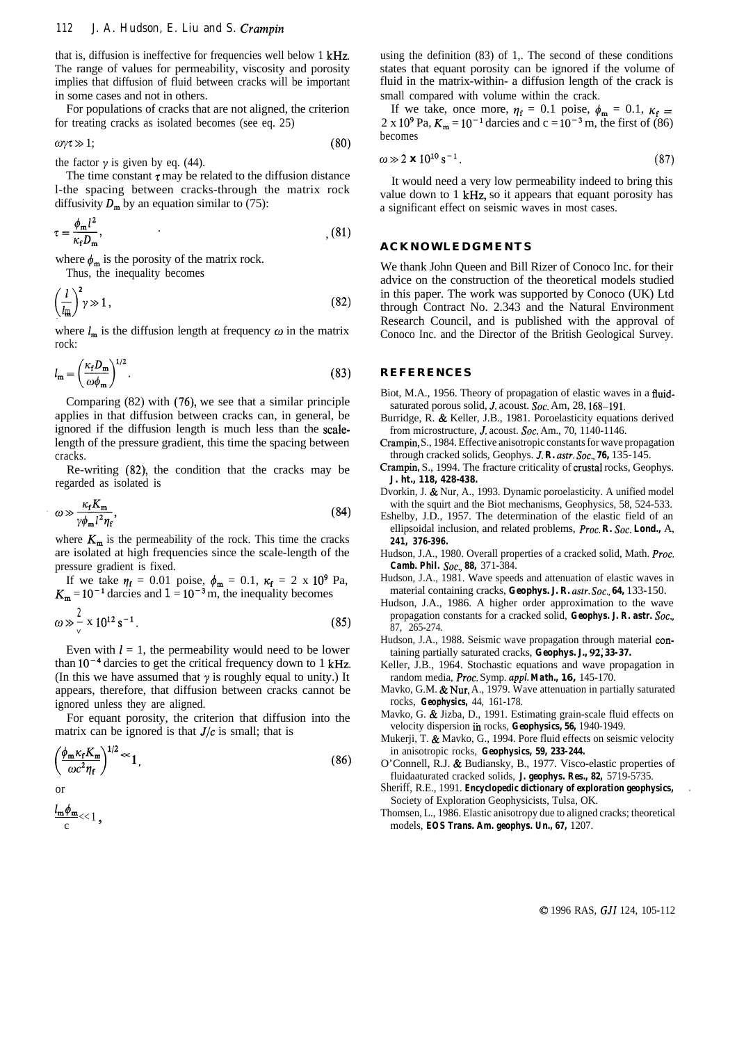that is, diffusion is ineffective for frequencies well below 1 kHz. The range of values for permeability, viscosity and porosity implies that diffusion of fluid between cracks will be important in some cases and not in others.

For populations of cracks that are not aligned, the criterion for treating cracks as isolated becomes (see eq. 25)

$$\omega\gamma\tau \gg 1; \tag{80}$$

the factor $\gamma$ is given by eq. (44).

The time constant $\tau$ may be related to the diffusion distance l-the spacing between cracks-through the matrix rock diffusivity $D_m$ by an equation similar to (75):

$$\tau = \frac{\phi_m l^2}{\kappa_f D_m}, \tag{81}$$

where $\phi_m$ is the porosity of the matrix rock.

Thus, the inequality becomes

$$\left(\frac{l}{l_m}\right)^2 \gamma \gg 1, \tag{82}$$

where $l_m$ is the diffusion length at frequency $\omega$ in the matrix rock:

$$l_m = \left(\frac{\kappa_f D_m}{\omega \phi_m}\right)^{1/2}. \tag{83}$$

Comparing (82) with (76), we see that a similar principle applies in that diffusion between cracks can, in general, be ignored if the diffusion length is much less than the scale-length of the pressure gradient, this time the spacing between cracks.

Re-writing (82), the condition that the cracks may be regarded as isolated is

$$\omega \gg \frac{\kappa_f K_m}{\gamma \phi_m l^2 \eta_f}, \tag{84}$$

where $K_m$ is the permeability of the rock. This time the cracks are isolated at high frequencies since the scale-length of the pressure gradient is fixed.

If we take $\eta_f = 0.01$ poise, $\phi_m = 0.1$, $\kappa_f = 2 \times 10^9$ Pa, $K_m = 10^{-1}$ darcies and $l = 10^{-3}$ m, the inequality becomes

$$\omega \gg \frac{2}{\gamma} \times 10^{12}\ \mathrm{s}^{-1}. \tag{85}$$

Even with $l = 1$, the permeability would need to be lower than $10^{-4}$ darcies to get the critical frequency down to 1 kHz. (In this we have assumed that $\gamma$ is roughly equal to unity.) It appears, therefore, that diffusion between cracks cannot be ignored unless they are aligned.

For equant porosity, the criterion that diffusion into the matrix can be ignored is that $J/c$ is small; that is

$$\left(\frac{\phi_m \kappa_f K_m}{\omega c^2 \eta_f}\right)^{1/2} \ll 1, \tag{86}$$

or

$$\frac{l_m \phi_m}{c} \ll 1,$$

using the definition (83) of $l_m$. The second of these conditions states that equant porosity can be ignored if the volume of fluid in the matrix-within- a diffusion length of the crack is small compared with volume within the crack.

If we take, once more, $\eta_f = 0.1$ poise, $\phi_m = 0.1$, $\kappa_f = 2 \times 10^9$ Pa, $K_m = 10^{-1}$ darcies and $c = 10^{-3}$ m, the first of (86) becomes

$$\omega \gg 2 \times 10^{10}\ \mathrm{s}^{-1}. \tag{87}$$

It would need a very low permeability indeed to bring this value down to 1 kHz, so it appears that equant porosity has a significant effect on seismic waves in most cases.

## ACKNOWLEDGMENTS

We thank John Queen and Bill Rizer of Conoco Inc. for their advice on the construction of the theoretical models studied in this paper. The work was supported by Conoco (UK) Ltd through Contract No. 2.343 and the Natural Environment Research Council, and is published with the approval of Conoco Inc. and the Director of the British Geological Survey.

## REFERENCES

Biot, M.A., 1956. Theory of propagation of elastic waves in a fluid-saturated porous solid, *J. acoust. Soc.* Am, 28, 168–191.

Burridge, R. & Keller, J.B., 1981. Poroelasticity equations derived from microstructure, *J. acoust. Soc.* Am., 70, 1140-1146.

Crampin, S., 1984. Effective anisotropic constants for wave propagation through cracked solids, Geophys. *J. R. astr. Soc.*, **76,** 135-145.

Crampin, S., 1994. The fracture criticality of crustal rocks, Geophys. **J. Int., 118, 428-438.**

Dvorkin, J. & Nur, A., 1993. Dynamic poroelasticity. A unified model with the squirt and the Biot mechanisms, Geophysics, 58, 524-533.

Eshelby, J.D., 1957. The determination of the elastic field of an ellipsoidal inclusion, and related problems, *Proc.* **R.** *Soc.* **Lond.,** A, **241, 376-396.**

Hudson, J.A., 1980. Overall properties of a cracked solid, Math. *Proc.* **Camb. Phil.** *Soc.*, **88,** 371-384.

Hudson, J.A., 1981. Wave speeds and attenuation of elastic waves in material containing cracks, **Geophys. J. R.** *astr. Soc.*, **64,** 133-150.

Hudson, J.A., 1986. A higher order approximation to the wave propagation constants for a cracked solid, **Geophys. J. R. astr.** *Soc.*, 87, 265-274.

Hudson, J.A., 1988. Seismic wave propagation through material containing partially saturated cracks, **Geophys. J., 92, 33-37.**

Keller, J.B., 1964. Stochastic equations and wave propagation in random media, *Proc.* Symp. *appl.* **Math., 16,** 145-170.

Mavko, G.M. & Nur, A., 1979. Wave attenuation in partially saturated rocks, **Geophysics,** 44, 161-178.

Mavko, G. & Jizba, D., 1991. Estimating grain-scale fluid effects on velocity dispersion in rocks, **Geophysics, 56,** 1940-1949.

Mukerji, T. & Mavko, G., 1994. Pore fluid effects on seismic velocity in anisotropic rocks, **Geophysics, 59, 233-244.**

O'Connell, R.J. & Budiansky, B., 1977. Visco-elastic properties of fluidaaturated cracked solids, **J. geophys. Res., 82,** 5719-5735.

Sheriff, R.E., 1991. **Encyclopedic dictionary of exploration geophysics,** Society of Exploration Geophysicists, Tulsa, OK.

Thomsen, L., 1986. Elastic anisotropy due to aligned cracks; theoretical models, **EOS Trans. Am. geophys. Un., 67,** 1207.